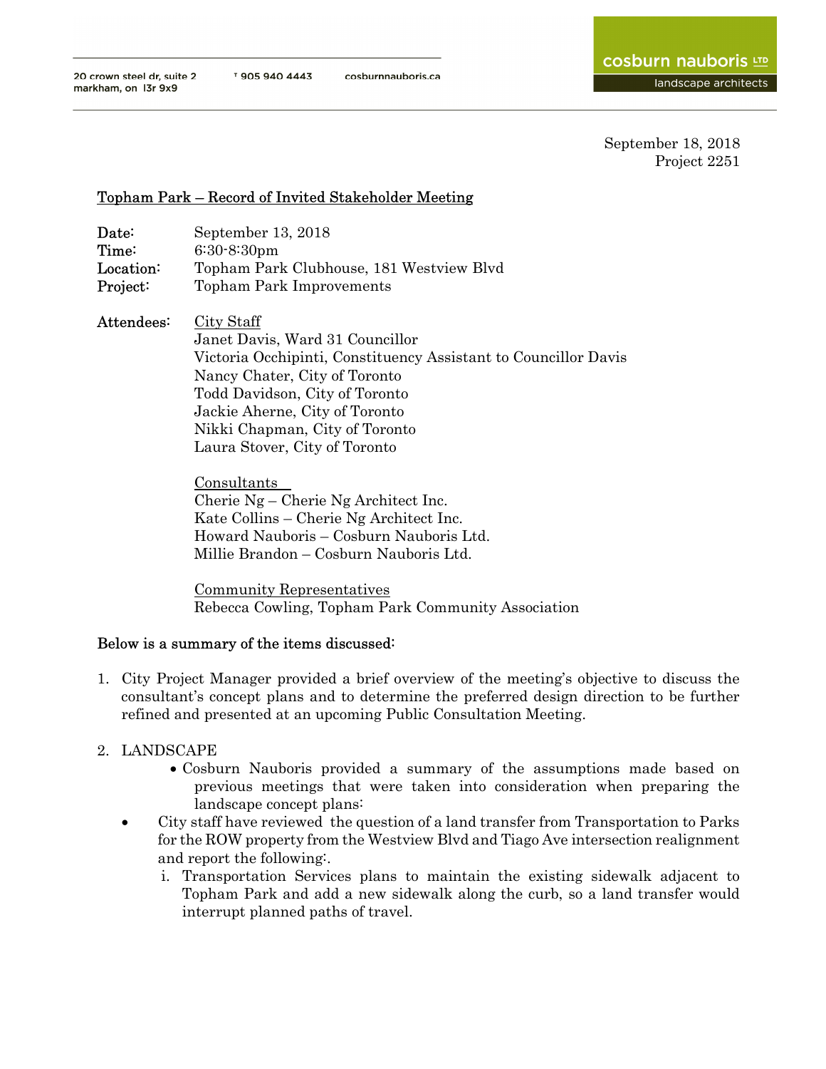20 crown steel dr, suite 2 markham, on l3r 9x9 | T 905 940 4443 | cosburnnauboris.ca

**cosburn nauboris LTD**
landscape architects

September 18, 2018
Project 2251

## Topham Park – Record of Invited Stakeholder Meeting

**Date:** September 13, 2018
**Time:** 6:30-8:30pm
**Location:** Topham Park Clubhouse, 181 Westview Blvd
**Project:** Topham Park Improvements

**Attendees:**

City Staff
Janet Davis, Ward 31 Councillor
Victoria Occhipinti, Constituency Assistant to Councillor Davis
Nancy Chater, City of Toronto
Todd Davidson, City of Toronto
Jackie Aherne, City of Toronto
Nikki Chapman, City of Toronto
Laura Stover, City of Toronto

Consultants
Cherie Ng – Cherie Ng Architect Inc.
Kate Collins – Cherie Ng Architect Inc.
Howard Nauboris – Cosburn Nauboris Ltd.
Millie Brandon – Cosburn Nauboris Ltd.

Community Representatives
Rebecca Cowling, Topham Park Community Association

**Below is a summary of the items discussed:**

1. City Project Manager provided a brief overview of the meeting's objective to discuss the consultant's concept plans and to determine the preferred design direction to be further refined and presented at an upcoming Public Consultation Meeting.

2. LANDSCAPE
   - Cosburn Nauboris provided a summary of the assumptions made based on previous meetings that were taken into consideration when preparing the landscape concept plans:
   - City staff have reviewed the question of a land transfer from Transportation to Parks for the ROW property from the Westview Blvd and Tiago Ave intersection realignment and report the following:.
     i. Transportation Services plans to maintain the existing sidewalk adjacent to Topham Park and add a new sidewalk along the curb, so a land transfer would interrupt planned paths of travel.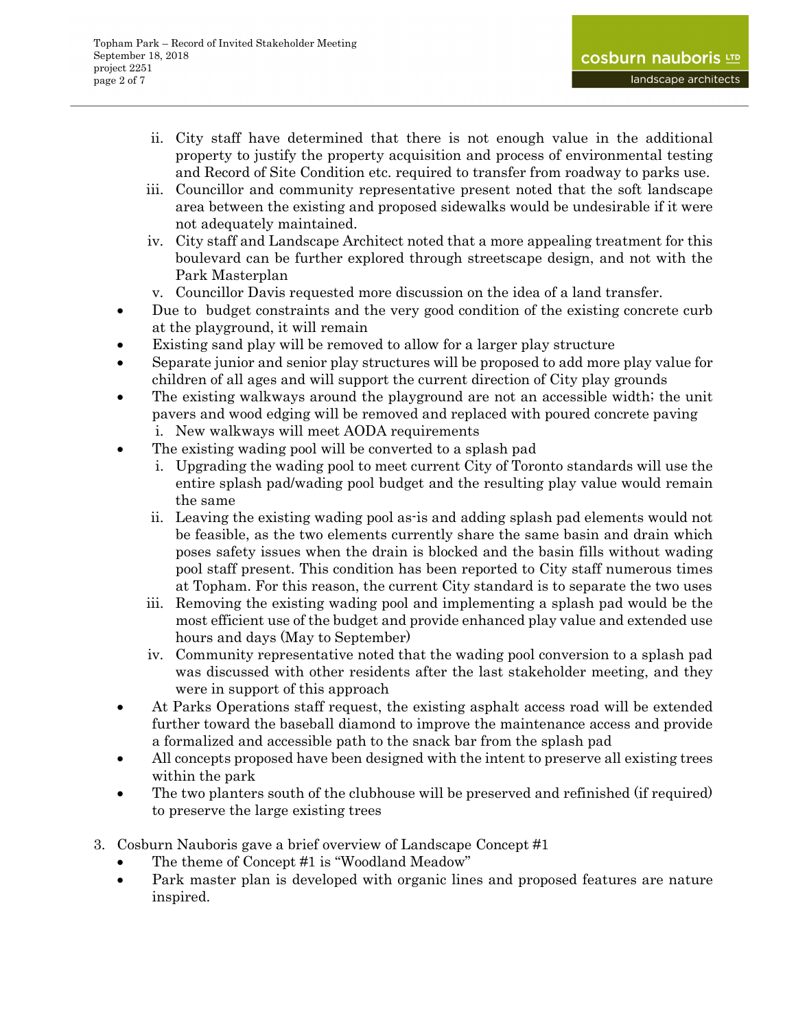ii. City staff have determined that there is not enough value in the additional property to justify the property acquisition and process of environmental testing and Record of Site Condition etc. required to transfer from roadway to parks use.
   iii. Councillor and community representative present noted that the soft landscape area between the existing and proposed sidewalks would be undesirable if it were not adequately maintained.
   iv. City staff and Landscape Architect noted that a more appealing treatment for this boulevard can be further explored through streetscape design, and not with the Park Masterplan
   v. Councillor Davis requested more discussion on the idea of a land transfer.

- Due to budget constraints and the very good condition of the existing concrete curb at the playground, it will remain
- Existing sand play will be removed to allow for a larger play structure
- Separate junior and senior play structures will be proposed to add more play value for children of all ages and will support the current direction of City play grounds
- The existing walkways around the playground are not an accessible width; the unit pavers and wood edging will be removed and replaced with poured concrete paving
   i. New walkways will meet AODA requirements
- The existing wading pool will be converted to a splash pad
   i. Upgrading the wading pool to meet current City of Toronto standards will use the entire splash pad/wading pool budget and the resulting play value would remain the same
   ii. Leaving the existing wading pool as-is and adding splash pad elements would not be feasible, as the two elements currently share the same basin and drain which poses safety issues when the drain is blocked and the basin fills without wading pool staff present. This condition has been reported to City staff numerous times at Topham. For this reason, the current City standard is to separate the two uses
   iii. Removing the existing wading pool and implementing a splash pad would be the most efficient use of the budget and provide enhanced play value and extended use hours and days (May to September)
   iv. Community representative noted that the wading pool conversion to a splash pad was discussed with other residents after the last stakeholder meeting, and they were in support of this approach
- At Parks Operations staff request, the existing asphalt access road will be extended further toward the baseball diamond to improve the maintenance access and provide a formalized and accessible path to the snack bar from the splash pad
- All concepts proposed have been designed with the intent to preserve all existing trees within the park
- The two planters south of the clubhouse will be preserved and refinished (if required) to preserve the large existing trees

3. Cosburn Nauboris gave a brief overview of Landscape Concept #1
   - The theme of Concept #1 is "Woodland Meadow"
   - Park master plan is developed with organic lines and proposed features are nature inspired.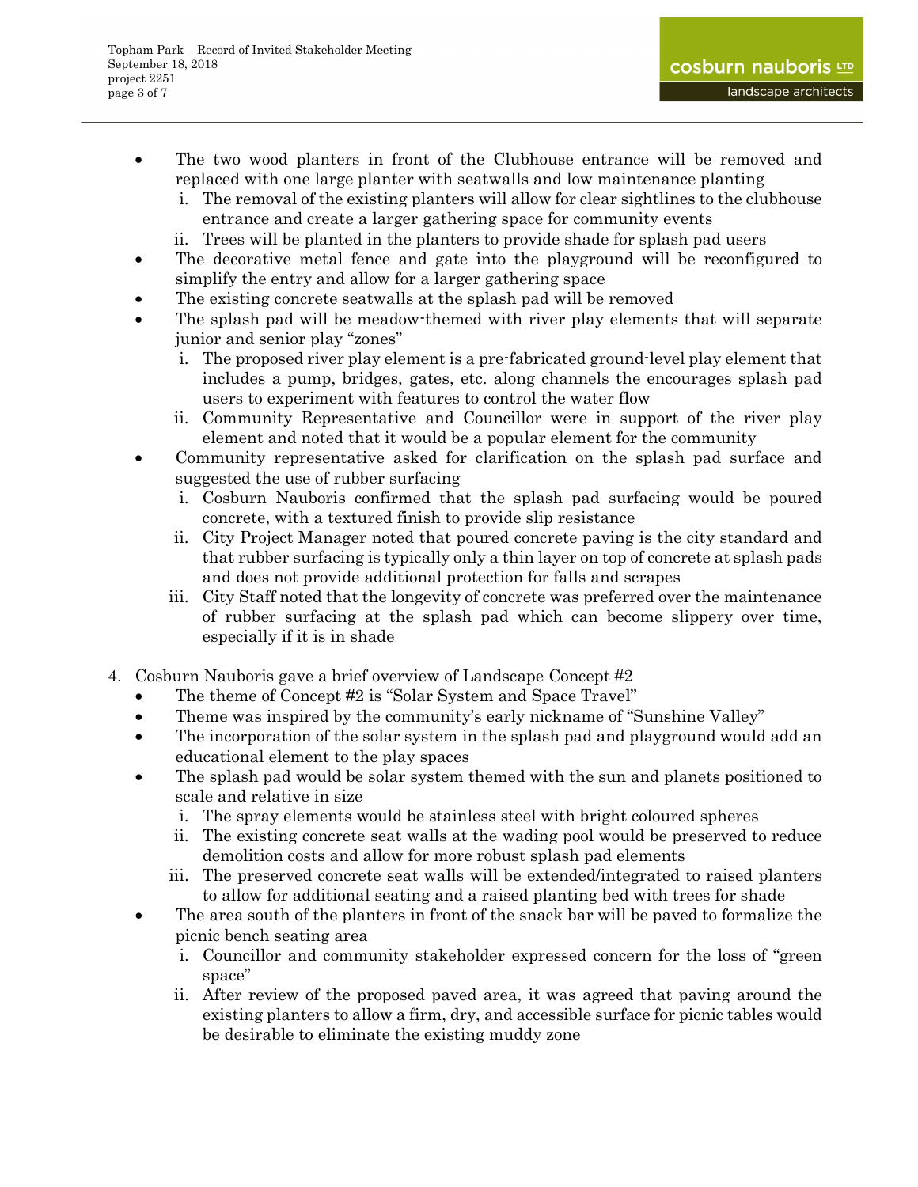- The two wood planters in front of the Clubhouse entrance will be removed and replaced with one large planter with seatwalls and low maintenance planting
    i. The removal of the existing planters will allow for clear sightlines to the clubhouse entrance and create a larger gathering space for community events
    ii. Trees will be planted in the planters to provide shade for splash pad users
- The decorative metal fence and gate into the playground will be reconfigured to simplify the entry and allow for a larger gathering space
- The existing concrete seatwalls at the splash pad will be removed
- The splash pad will be meadow-themed with river play elements that will separate junior and senior play "zones"
    i. The proposed river play element is a pre-fabricated ground-level play element that includes a pump, bridges, gates, etc. along channels the encourages splash pad users to experiment with features to control the water flow
    ii. Community Representative and Councillor were in support of the river play element and noted that it would be a popular element for the community
- Community representative asked for clarification on the splash pad surface and suggested the use of rubber surfacing
    i. Cosburn Nauboris confirmed that the splash pad surfacing would be poured concrete, with a textured finish to provide slip resistance
    ii. City Project Manager noted that poured concrete paving is the city standard and that rubber surfacing is typically only a thin layer on top of concrete at splash pads and does not provide additional protection for falls and scrapes
    iii. City Staff noted that the longevity of concrete was preferred over the maintenance of rubber surfacing at the splash pad which can become slippery over time, especially if it is in shade

4. Cosburn Nauboris gave a brief overview of Landscape Concept #2
    - The theme of Concept #2 is "Solar System and Space Travel"
    - Theme was inspired by the community's early nickname of "Sunshine Valley"
    - The incorporation of the solar system in the splash pad and playground would add an educational element to the play spaces
    - The splash pad would be solar system themed with the sun and planets positioned to scale and relative in size
        i. The spray elements would be stainless steel with bright coloured spheres
        ii. The existing concrete seat walls at the wading pool would be preserved to reduce demolition costs and allow for more robust splash pad elements
        iii. The preserved concrete seat walls will be extended/integrated to raised planters to allow for additional seating and a raised planting bed with trees for shade
    - The area south of the planters in front of the snack bar will be paved to formalize the picnic bench seating area
        i. Councillor and community stakeholder expressed concern for the loss of "green space"
        ii. After review of the proposed paved area, it was agreed that paving around the existing planters to allow a firm, dry, and accessible surface for picnic tables would be desirable to eliminate the existing muddy zone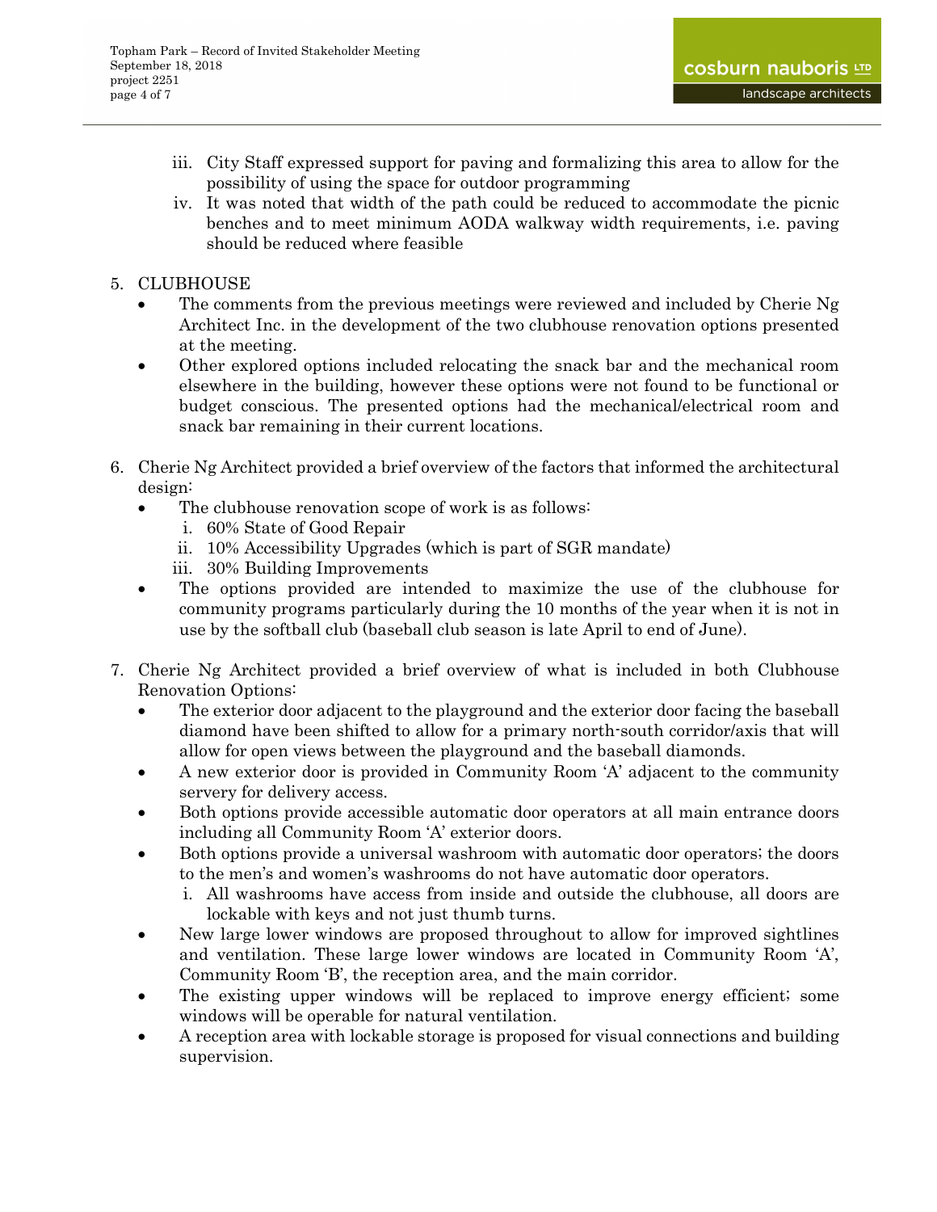iii. City Staff expressed support for paving and formalizing this area to allow for the possibility of using the space for outdoor programming

iv. It was noted that width of the path could be reduced to accommodate the picnic benches and to meet minimum AODA walkway width requirements, i.e. paving should be reduced where feasible

5. CLUBHOUSE
   - The comments from the previous meetings were reviewed and included by Cherie Ng Architect Inc. in the development of the two clubhouse renovation options presented at the meeting.
   - Other explored options included relocating the snack bar and the mechanical room elsewhere in the building, however these options were not found to be functional or budget conscious. The presented options had the mechanical/electrical room and snack bar remaining in their current locations.

6. Cherie Ng Architect provided a brief overview of the factors that informed the architectural design:
   - The clubhouse renovation scope of work is as follows:
     i. 60% State of Good Repair
     ii. 10% Accessibility Upgrades (which is part of SGR mandate)
     iii. 30% Building Improvements
   - The options provided are intended to maximize the use of the clubhouse for community programs particularly during the 10 months of the year when it is not in use by the softball club (baseball club season is late April to end of June).

7. Cherie Ng Architect provided a brief overview of what is included in both Clubhouse Renovation Options:
   - The exterior door adjacent to the playground and the exterior door facing the baseball diamond have been shifted to allow for a primary north-south corridor/axis that will allow for open views between the playground and the baseball diamonds.
   - A new exterior door is provided in Community Room 'A' adjacent to the community servery for delivery access.
   - Both options provide accessible automatic door operators at all main entrance doors including all Community Room 'A' exterior doors.
   - Both options provide a universal washroom with automatic door operators; the doors to the men's and women's washrooms do not have automatic door operators.
     i. All washrooms have access from inside and outside the clubhouse, all doors are lockable with keys and not just thumb turns.
   - New large lower windows are proposed throughout to allow for improved sightlines and ventilation. These large lower windows are located in Community Room 'A', Community Room 'B', the reception area, and the main corridor.
   - The existing upper windows will be replaced to improve energy efficient; some windows will be operable for natural ventilation.
   - A reception area with lockable storage is proposed for visual connections and building supervision.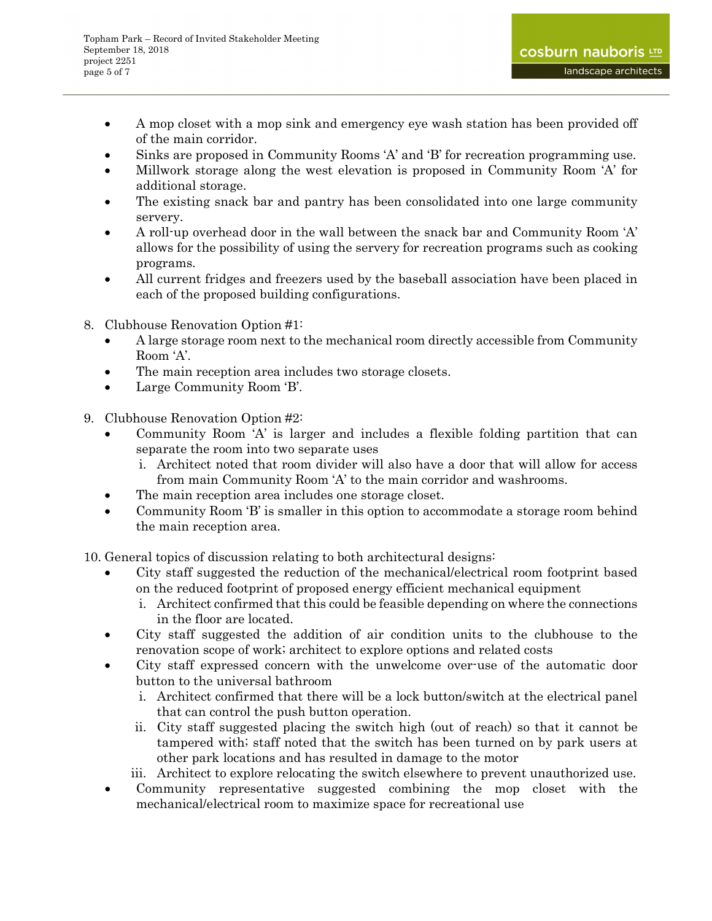- A mop closet with a mop sink and emergency eye wash station has been provided off of the main corridor.
- Sinks are proposed in Community Rooms 'A' and 'B' for recreation programming use.
- Millwork storage along the west elevation is proposed in Community Room 'A' for additional storage.
- The existing snack bar and pantry has been consolidated into one large community servery.
- A roll-up overhead door in the wall between the snack bar and Community Room 'A' allows for the possibility of using the servery for recreation programs such as cooking programs.
- All current fridges and freezers used by the baseball association have been placed in each of the proposed building configurations.

8. Clubhouse Renovation Option #1:
   - A large storage room next to the mechanical room directly accessible from Community Room 'A'.
   - The main reception area includes two storage closets.
   - Large Community Room 'B'.

9. Clubhouse Renovation Option #2:
   - Community Room 'A' is larger and includes a flexible folding partition that can separate the room into two separate uses
     i. Architect noted that room divider will also have a door that will allow for access from main Community Room 'A' to the main corridor and washrooms.
   - The main reception area includes one storage closet.
   - Community Room 'B' is smaller in this option to accommodate a storage room behind the main reception area.

10. General topics of discussion relating to both architectural designs:
    - City staff suggested the reduction of the mechanical/electrical room footprint based on the reduced footprint of proposed energy efficient mechanical equipment
      i. Architect confirmed that this could be feasible depending on where the connections in the floor are located.
    - City staff suggested the addition of air condition units to the clubhouse to the renovation scope of work; architect to explore options and related costs
    - City staff expressed concern with the unwelcome over-use of the automatic door button to the universal bathroom
      i. Architect confirmed that there will be a lock button/switch at the electrical panel that can control the push button operation.
      ii. City staff suggested placing the switch high (out of reach) so that it cannot be tampered with; staff noted that the switch has been turned on by park users at other park locations and has resulted in damage to the motor
      iii. Architect to explore relocating the switch elsewhere to prevent unauthorized use.
    - Community representative suggested combining the mop closet with the mechanical/electrical room to maximize space for recreational use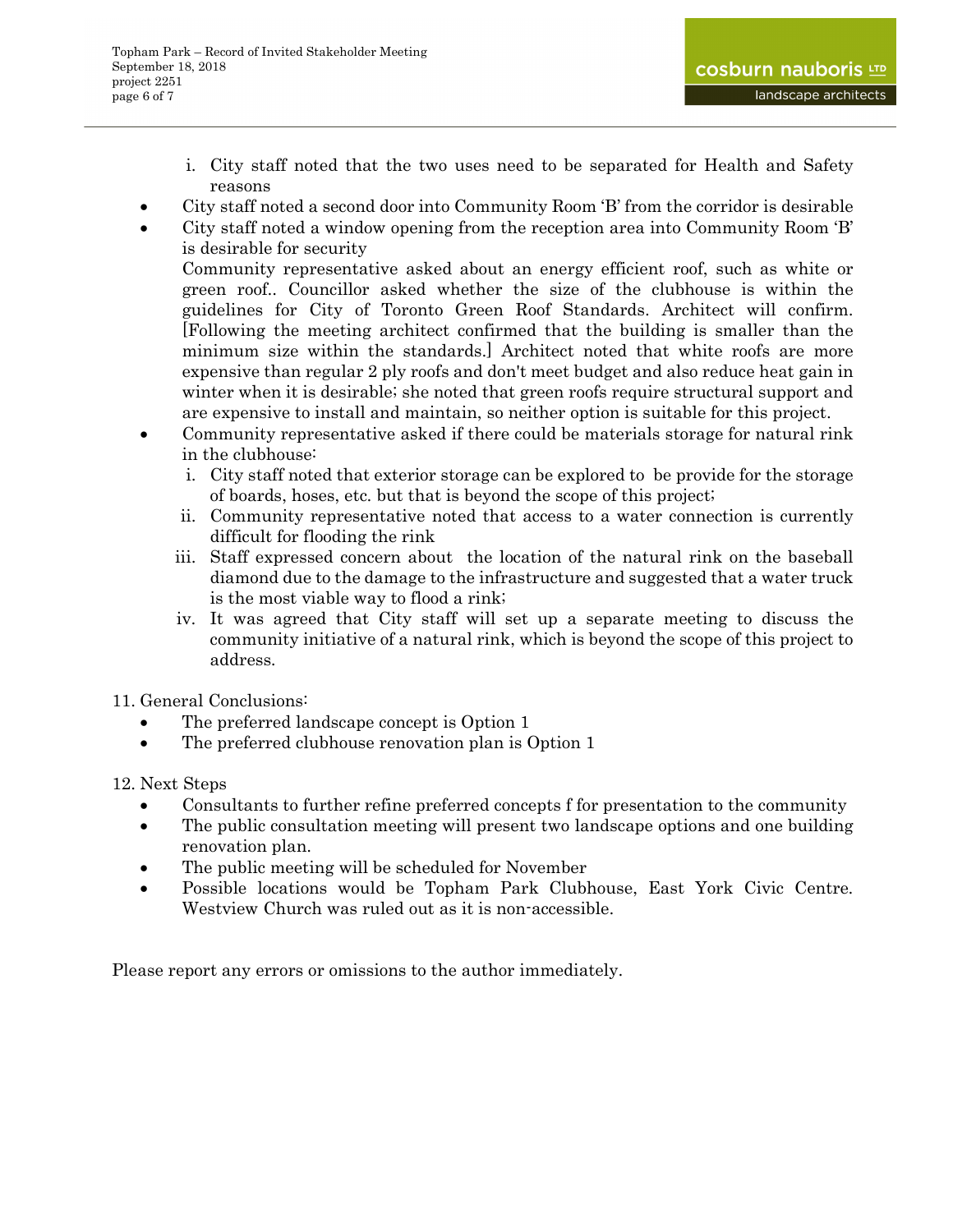i. City staff noted that the two uses need to be separated for Health and Safety reasons

- City staff noted a second door into Community Room 'B' from the corridor is desirable
- City staff noted a window opening from the reception area into Community Room 'B' is desirable for security

  Community representative asked about an energy efficient roof, such as white or green roof.. Councillor asked whether the size of the clubhouse is within the guidelines for City of Toronto Green Roof Standards. Architect will confirm. [Following the meeting architect confirmed that the building is smaller than the minimum size within the standards.] Architect noted that white roofs are more expensive than regular 2 ply roofs and don't meet budget and also reduce heat gain in winter when it is desirable; she noted that green roofs require structural support and are expensive to install and maintain, so neither option is suitable for this project.
- Community representative asked if there could be materials storage for natural rink in the clubhouse:
   i. City staff noted that exterior storage can be explored to be provide for the storage of boards, hoses, etc. but that is beyond the scope of this project;
   ii. Community representative noted that access to a water connection is currently difficult for flooding the rink
   iii. Staff expressed concern about the location of the natural rink on the baseball diamond due to the damage to the infrastructure and suggested that a water truck is the most viable way to flood a rink;
   iv. It was agreed that City staff will set up a separate meeting to discuss the community initiative of a natural rink, which is beyond the scope of this project to address.

11. General Conclusions:
    - The preferred landscape concept is Option 1
    - The preferred clubhouse renovation plan is Option 1

12. Next Steps
    - Consultants to further refine preferred concepts f for presentation to the community
    - The public consultation meeting will present two landscape options and one building renovation plan.
    - The public meeting will be scheduled for November
    - Possible locations would be Topham Park Clubhouse, East York Civic Centre. Westview Church was ruled out as it is non-accessible.

Please report any errors or omissions to the author immediately.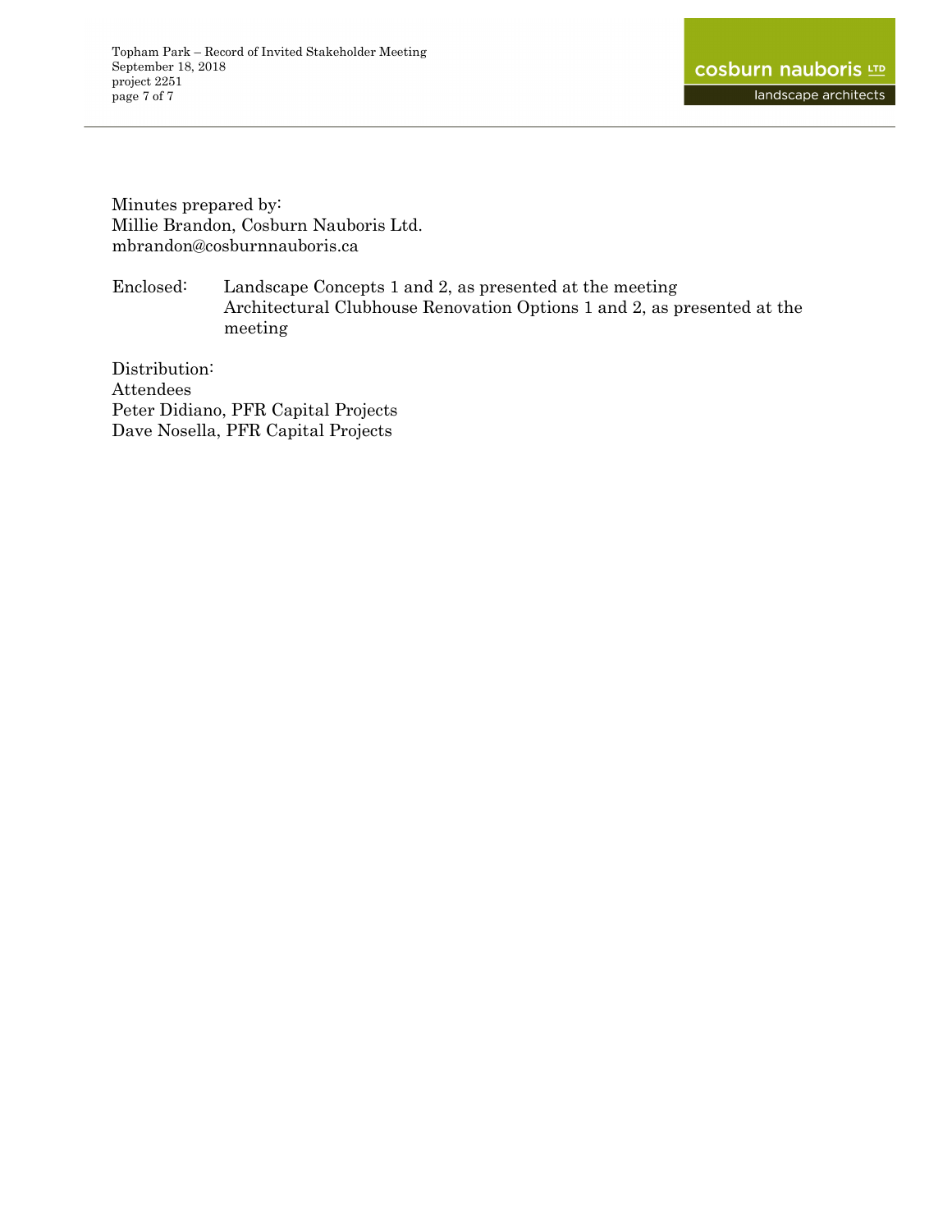Minutes prepared by:
Millie Brandon, Cosburn Nauboris Ltd.
mbrandon@cosburnnauboris.ca

Enclosed: Landscape Concepts 1 and 2, as presented at the meeting
Architectural Clubhouse Renovation Options 1 and 2, as presented at the meeting

Distribution:
Attendees
Peter Didiano, PFR Capital Projects
Dave Nosella, PFR Capital Projects